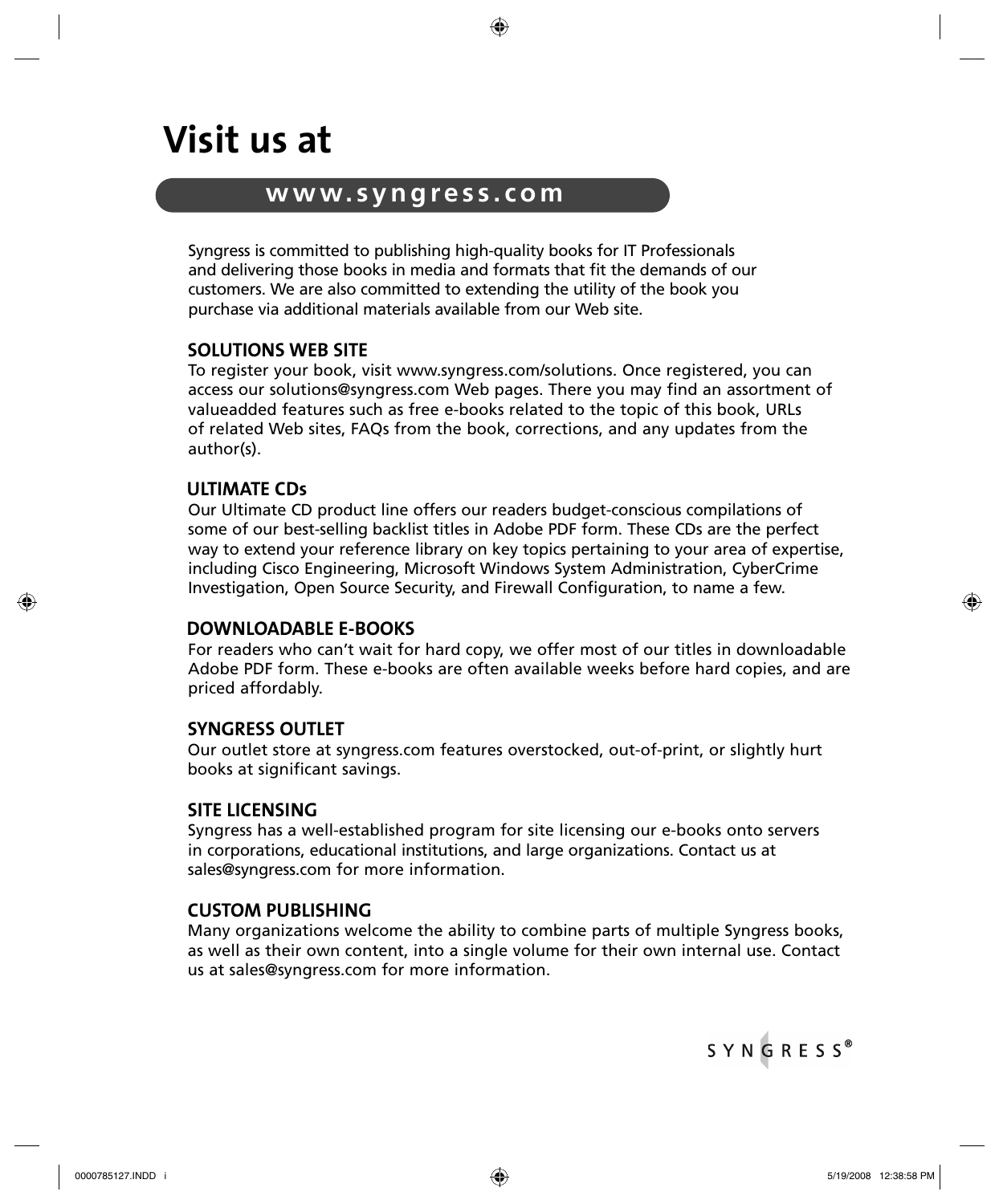# Visit us at

## www.syngress.com

Syngress is committed to publishing high-quality books for IT Professionals and delivering those books in media and formats that fit the demands of our customers. We are also committed to extending the utility of the book you purchase via additional materials available from our Web site.

### SOLUTIONS WEB SITE

To register your book, visit www.syngress.com/solutions. Once registered, you can access our solutions@syngress.com Web pages. There you may find an assortment of valueadded features such as free e-books related to the topic of this book, URLs of related Web sites, FAQs from the book, corrections, and any updates from the author(s).

### ULTIMATE CDs

Our Ultimate CD product line offers our readers budget-conscious compilations of some of our best-selling backlist titles in Adobe PDF form. These CDs are the perfect way to extend your reference library on key topics pertaining to your area of expertise, including Cisco Engineering, Microsoft Windows System Administration, CyberCrime Investigation, Open Source Security, and Firewall Configuration, to name a few.

### DOWNLOADABLE E-BOOKS

For readers who can't wait for hard copy, we offer most of our titles in downloadable Adobe PDF form. These e-books are often available weeks before hard copies, and are priced affordably.

### SYNGRESS OUTLET

Our outlet store at syngress.com features overstocked, out-of-print, or slightly hurt books at significant savings.

### SITE LICENSING

Syngress has a well-established program for site licensing our e-books onto servers in corporations, educational institutions, and large organizations. Contact us at sales@syngress.com for more information.

### CUSTOM PUBLISHING

Many organizations welcome the ability to combine parts of multiple Syngress books, as well as their own content, into a single volume for their own internal use. Contact us at sales@syngress.com for more information.

SYNGRESS®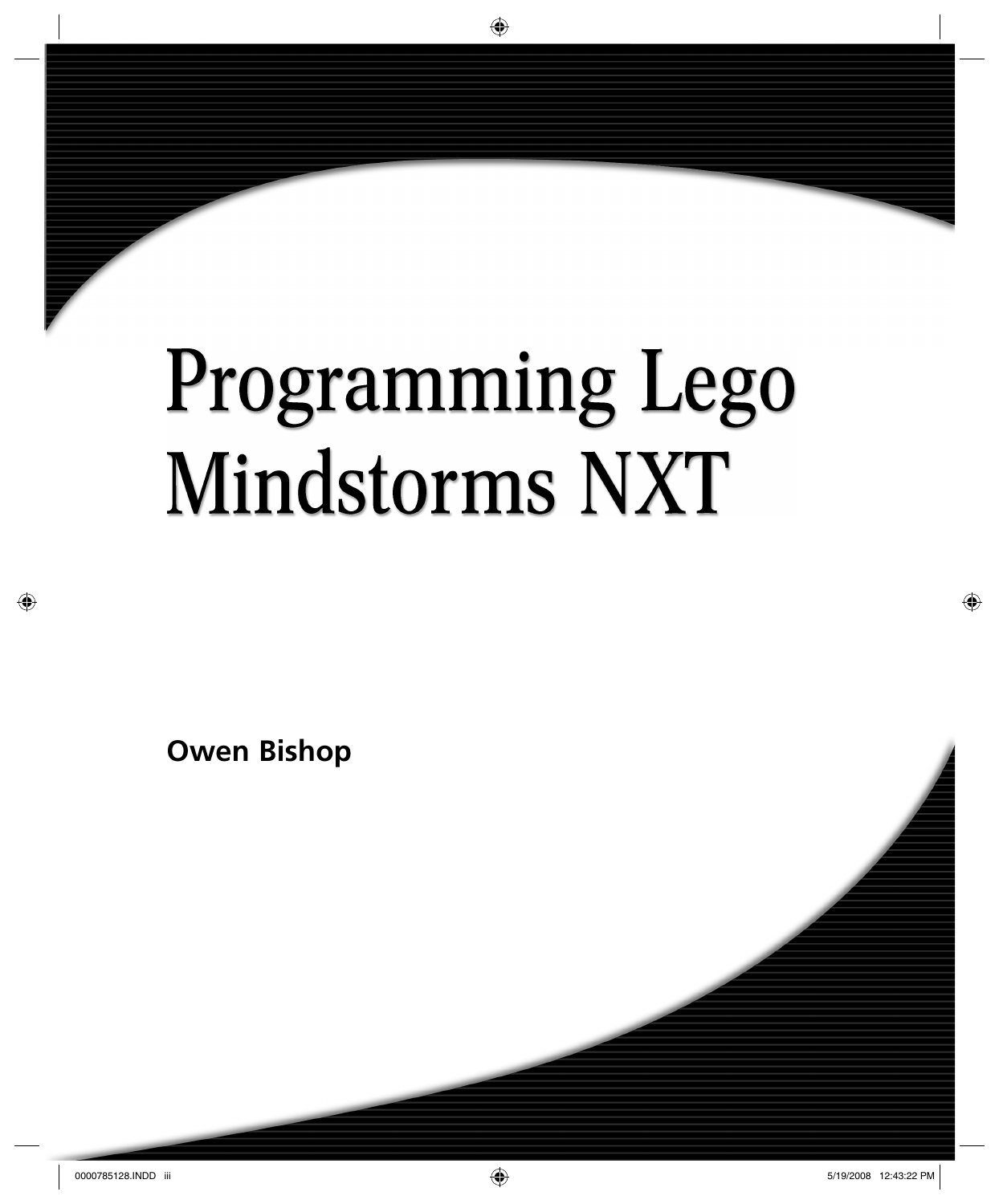# Programming Lego Mindstorms NXT

**Owen Bishop**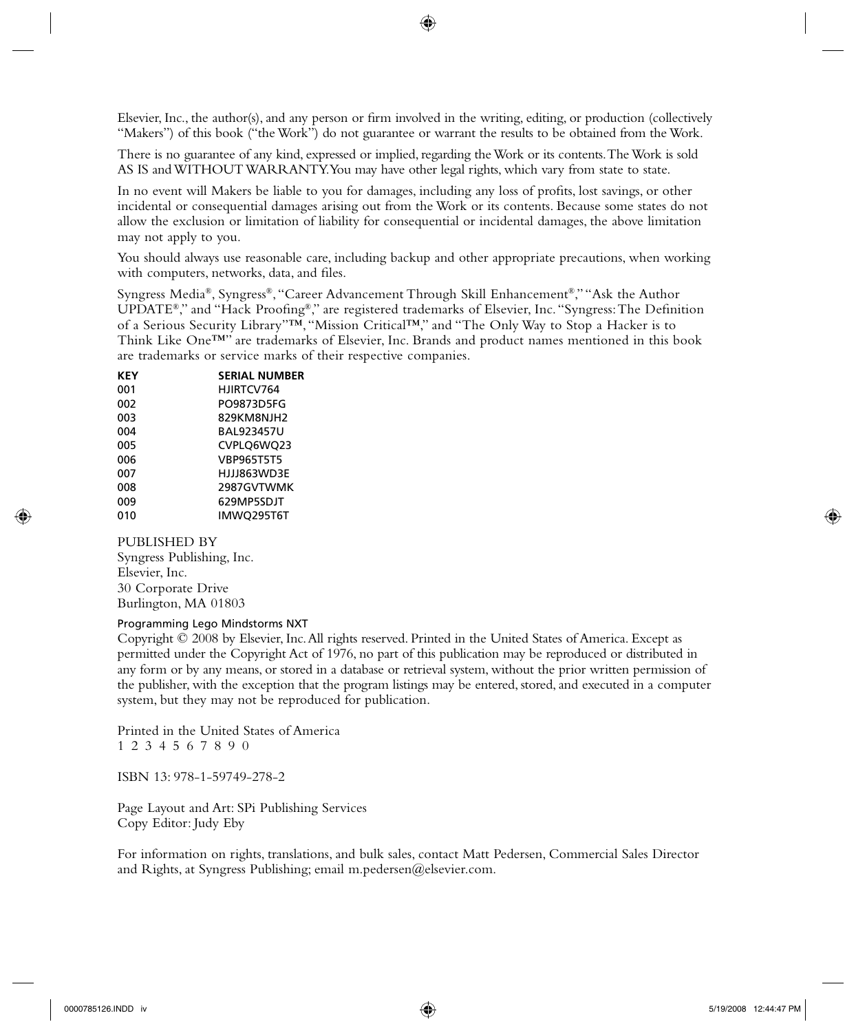Elsevier, Inc., the author(s), and any person or firm involved in the writing, editing, or production (collectively "Makers") of this book ("the Work") do not guarantee or warrant the results to be obtained from the Work.

There is no guarantee of any kind, expressed or implied, regarding the Work or its contents. The Work is sold AS IS and WITHOUT WARRANTY. You may have other legal rights, which vary from state to state.

In no event will Makers be liable to you for damages, including any loss of profits, lost savings, or other incidental or consequential damages arising out from the Work or its contents. Because some states do not allow the exclusion or limitation of liability for consequential or incidental damages, the above limitation may not apply to you.

You should always use reasonable care, including backup and other appropriate precautions, when working with computers, networks, data, and files.

Syngress Media®, Syngress®, "Career Advancement Through Skill Enhancement®," "Ask the Author UPDATE®," and "Hack Proofing®," are registered trademarks of Elsevier, Inc. "Syngress: The Definition of a Serious Security Library"™, "Mission Critical™," and "The Only Way to Stop a Hacker is to Think Like One™" are trademarks of Elsevier, Inc. Brands and product names mentioned in this book are trademarks or service marks of their respective companies.

| KEY | SERIAL NUMBER |
|---|---|
| 001 | HJIRTCV764 |
| 002 | PO9873D5FG |
| 003 | 829KM8NJH2 |
| 004 | BAL923457U |
| 005 | CVPLQ6WQ23 |
| 006 | VBP965T5T5 |
| 007 | HJJJ863WD3E |
| 008 | 2987GVTWMK |
| 009 | 629MP5SDJT |
| 010 | IMWQ295T6T |

PUBLISHED BY
Syngress Publishing, Inc.
Elsevier, Inc.
30 Corporate Drive
Burlington, MA 01803

Programming Lego Mindstorms NXT
Copyright © 2008 by Elsevier, Inc. All rights reserved. Printed in the United States of America. Except as permitted under the Copyright Act of 1976, no part of this publication may be reproduced or distributed in any form or by any means, or stored in a database or retrieval system, without the prior written permission of the publisher, with the exception that the program listings may be entered, stored, and executed in a computer system, but they may not be reproduced for publication.

Printed in the United States of America
1 2 3 4 5 6 7 8 9 0

ISBN 13: 978-1-59749-278-2

Page Layout and Art: SPi Publishing Services
Copy Editor: Judy Eby

For information on rights, translations, and bulk sales, contact Matt Pedersen, Commercial Sales Director and Rights, at Syngress Publishing; email m.pedersen@elsevier.com.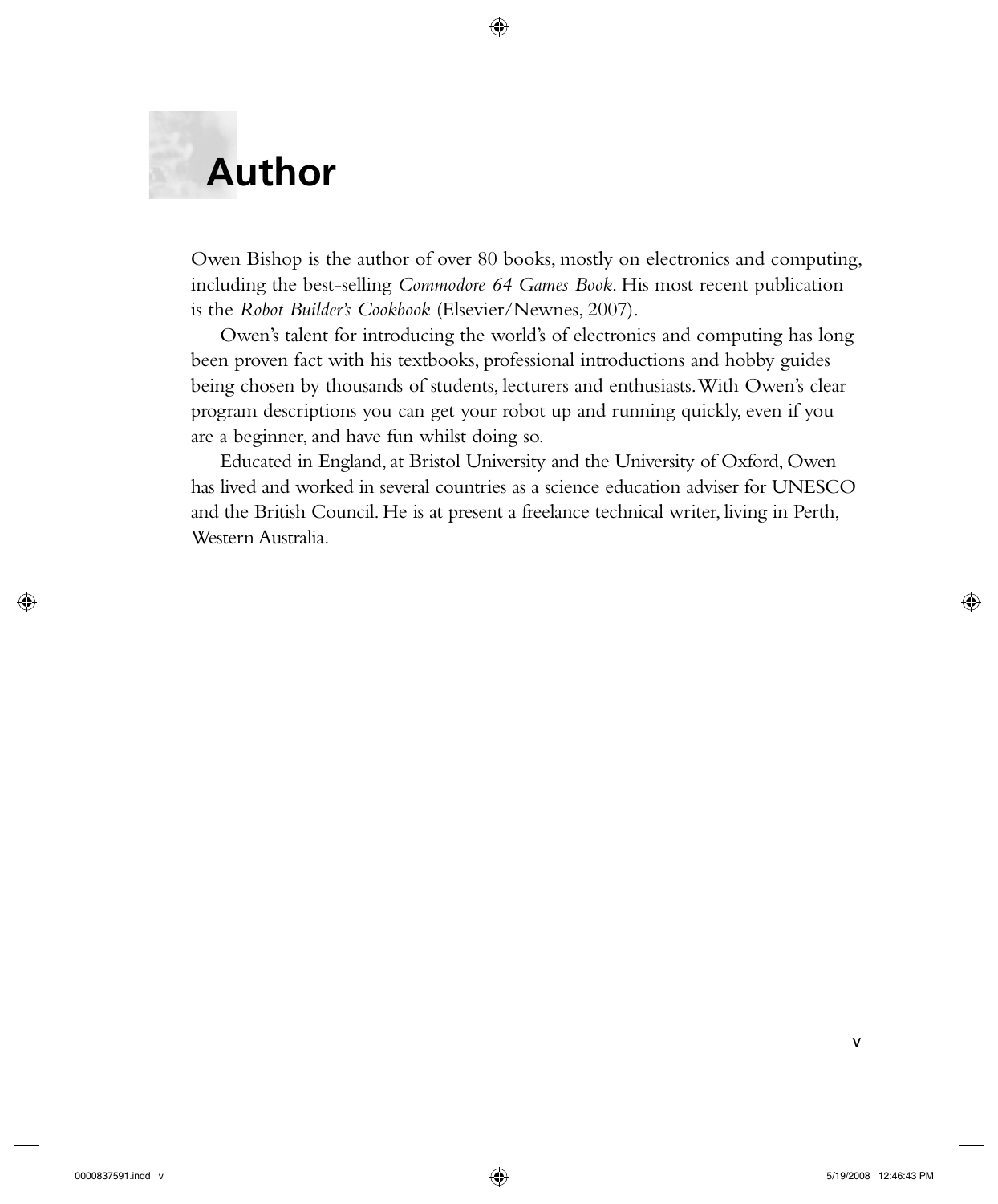# Author

Owen Bishop is the author of over 80 books, mostly on electronics and computing, including the best-selling *Commodore 64 Games Book*. His most recent publication is the *Robot Builder's Cookbook* (Elsevier/Newnes, 2007).

Owen's talent for introducing the world's of electronics and computing has long been proven fact with his textbooks, professional introductions and hobby guides being chosen by thousands of students, lecturers and enthusiasts. With Owen's clear program descriptions you can get your robot up and running quickly, even if you are a beginner, and have fun whilst doing so.

Educated in England, at Bristol University and the University of Oxford, Owen has lived and worked in several countries as a science education adviser for UNESCO and the British Council. He is at present a freelance technical writer, living in Perth, Western Australia.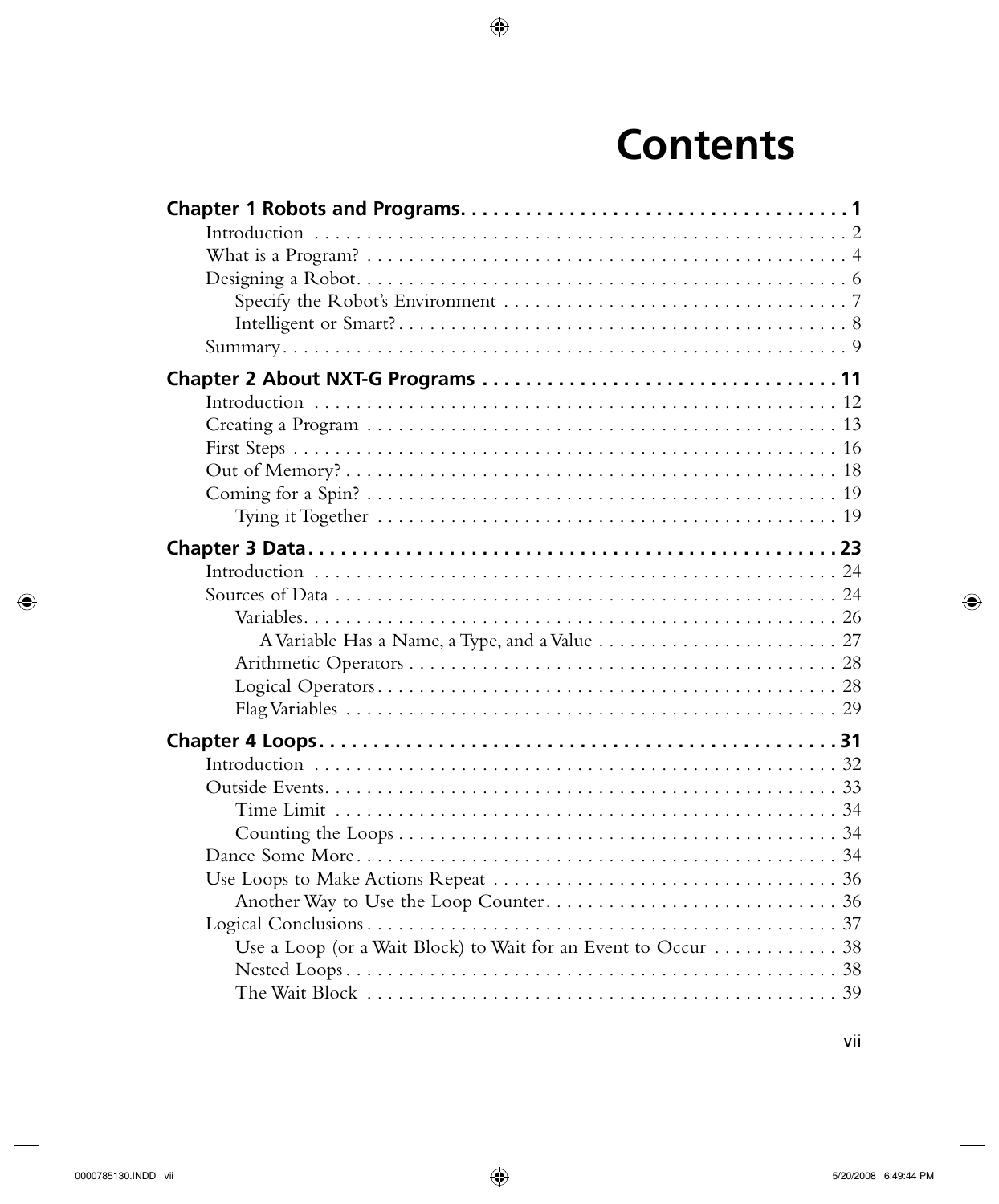# Contents

**Chapter 1 Robots and Programs . . . . . . . . . . . . . . . . . . . . . . . . . . . . . . . . . . . 1**

- Introduction . . . . . . . . . . . . . . . . . . . . . . . . . . . . . . . . . . . . . . . . . . . . . . . . 2
- What is a Program? . . . . . . . . . . . . . . . . . . . . . . . . . . . . . . . . . . . . . . . . . . . 4
- Designing a Robot . . . . . . . . . . . . . . . . . . . . . . . . . . . . . . . . . . . . . . . . . . . . 6
  - Specify the Robot's Environment . . . . . . . . . . . . . . . . . . . . . . . . . . . . . . . 7
  - Intelligent or Smart? . . . . . . . . . . . . . . . . . . . . . . . . . . . . . . . . . . . . . . . 8
- Summary . . . . . . . . . . . . . . . . . . . . . . . . . . . . . . . . . . . . . . . . . . . . . . . . . 9

**Chapter 2 About NXT-G Programs . . . . . . . . . . . . . . . . . . . . . . . . . . . . . . . 11**

- Introduction . . . . . . . . . . . . . . . . . . . . . . . . . . . . . . . . . . . . . . . . . . . . . . . 12
- Creating a Program . . . . . . . . . . . . . . . . . . . . . . . . . . . . . . . . . . . . . . . . . . 13
- First Steps . . . . . . . . . . . . . . . . . . . . . . . . . . . . . . . . . . . . . . . . . . . . . . . . 16
- Out of Memory? . . . . . . . . . . . . . . . . . . . . . . . . . . . . . . . . . . . . . . . . . . . . 18
- Coming for a Spin? . . . . . . . . . . . . . . . . . . . . . . . . . . . . . . . . . . . . . . . . . . 19
  - Tying it Together . . . . . . . . . . . . . . . . . . . . . . . . . . . . . . . . . . . . . . . . . 19

**Chapter 3 Data . . . . . . . . . . . . . . . . . . . . . . . . . . . . . . . . . . . . . . . . . . . . . 23**

- Introduction . . . . . . . . . . . . . . . . . . . . . . . . . . . . . . . . . . . . . . . . . . . . . . . 24
- Sources of Data . . . . . . . . . . . . . . . . . . . . . . . . . . . . . . . . . . . . . . . . . . . . 24
  - Variables . . . . . . . . . . . . . . . . . . . . . . . . . . . . . . . . . . . . . . . . . . . . . . . 26
    - A Variable Has a Name, a Type, and a Value . . . . . . . . . . . . . . . . . . . . . 27
  - Arithmetic Operators . . . . . . . . . . . . . . . . . . . . . . . . . . . . . . . . . . . . . . . 28
  - Logical Operators . . . . . . . . . . . . . . . . . . . . . . . . . . . . . . . . . . . . . . . . . 28
  - Flag Variables . . . . . . . . . . . . . . . . . . . . . . . . . . . . . . . . . . . . . . . . . . . 29

**Chapter 4 Loops . . . . . . . . . . . . . . . . . . . . . . . . . . . . . . . . . . . . . . . . . . . . 31**

- Introduction . . . . . . . . . . . . . . . . . . . . . . . . . . . . . . . . . . . . . . . . . . . . . . . 32
- Outside Events . . . . . . . . . . . . . . . . . . . . . . . . . . . . . . . . . . . . . . . . . . . . . 33
  - Time Limit . . . . . . . . . . . . . . . . . . . . . . . . . . . . . . . . . . . . . . . . . . . . . . 34
  - Counting the Loops . . . . . . . . . . . . . . . . . . . . . . . . . . . . . . . . . . . . . . . . 34
- Dance Some More . . . . . . . . . . . . . . . . . . . . . . . . . . . . . . . . . . . . . . . . . . . 34
- Use Loops to Make Actions Repeat . . . . . . . . . . . . . . . . . . . . . . . . . . . . . . . 36
  - Another Way to Use the Loop Counter . . . . . . . . . . . . . . . . . . . . . . . . . . . 36
- Logical Conclusions . . . . . . . . . . . . . . . . . . . . . . . . . . . . . . . . . . . . . . . . . 37
  - Use a Loop (or a Wait Block) to Wait for an Event to Occur . . . . . . . . . . . . 38
  - Nested Loops . . . . . . . . . . . . . . . . . . . . . . . . . . . . . . . . . . . . . . . . . . . . 38
  - The Wait Block . . . . . . . . . . . . . . . . . . . . . . . . . . . . . . . . . . . . . . . . . . . 39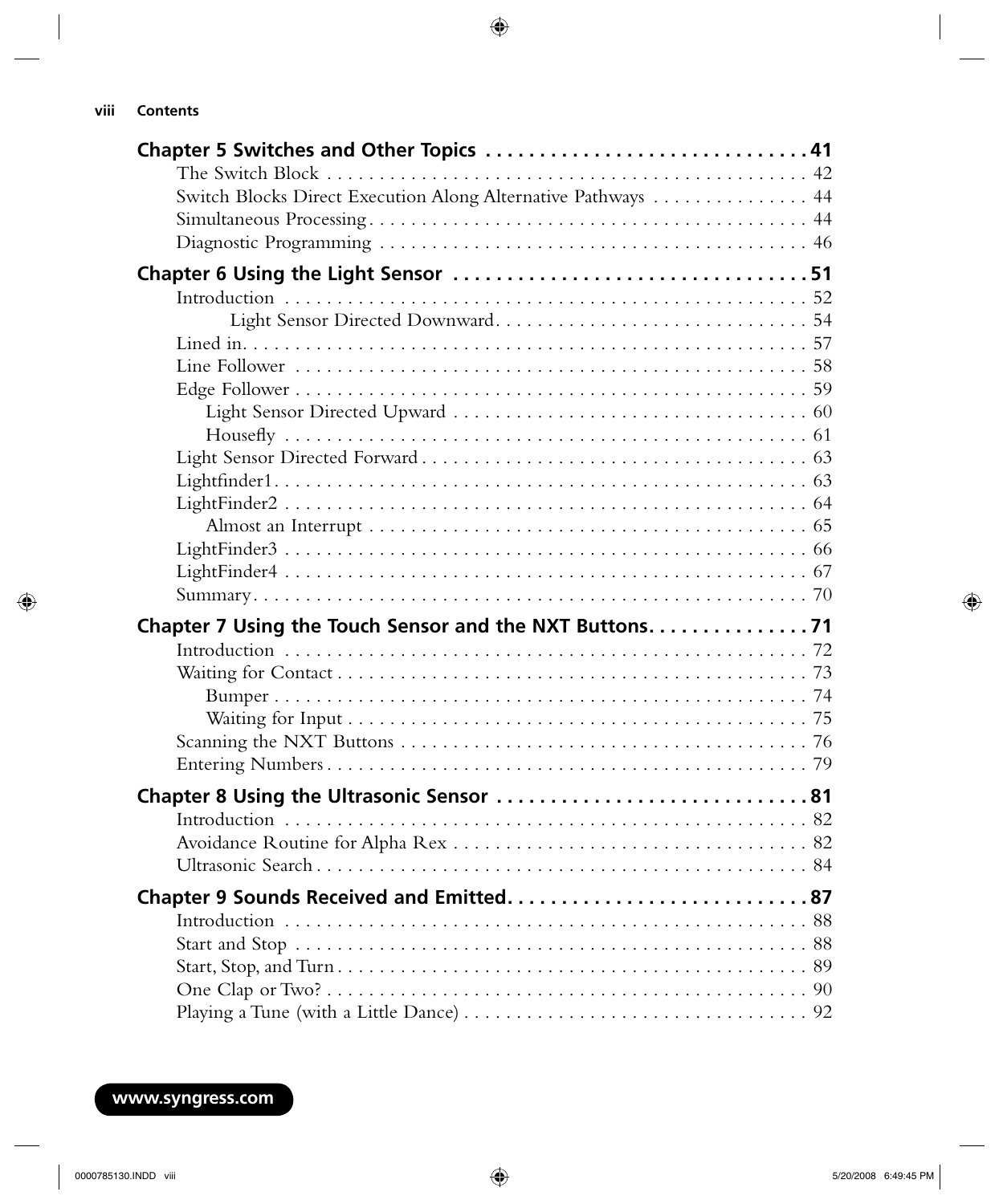**Chapter 5 Switches and Other Topics** . . . . . . . . . . . . . . . . . . . . . . . . . . . . . . **41**
- The Switch Block . . . . . . . . . . . . . . . . . . . . . . . . . . . . . . . . . . . . . . . . . . . . . . 42
- Switch Blocks Direct Execution Along Alternative Pathways . . . . . . . . . . . . . . . 44
- Simultaneous Processing . . . . . . . . . . . . . . . . . . . . . . . . . . . . . . . . . . . . . . . . . 44
- Diagnostic Programming . . . . . . . . . . . . . . . . . . . . . . . . . . . . . . . . . . . . . . . . 46

**Chapter 6 Using the Light Sensor** . . . . . . . . . . . . . . . . . . . . . . . . . . . . . . . . **51**
- Introduction . . . . . . . . . . . . . . . . . . . . . . . . . . . . . . . . . . . . . . . . . . . . . . . . . 52
    - Light Sensor Directed Downward . . . . . . . . . . . . . . . . . . . . . . . . . . . . . 54
- Lined in. . . . . . . . . . . . . . . . . . . . . . . . . . . . . . . . . . . . . . . . . . . . . . . . . . . . 57
- Line Follower . . . . . . . . . . . . . . . . . . . . . . . . . . . . . . . . . . . . . . . . . . . . . . . . 58
- Edge Follower . . . . . . . . . . . . . . . . . . . . . . . . . . . . . . . . . . . . . . . . . . . . . . . . 59
    - Light Sensor Directed Upward . . . . . . . . . . . . . . . . . . . . . . . . . . . . . . . . 60
    - Housefly . . . . . . . . . . . . . . . . . . . . . . . . . . . . . . . . . . . . . . . . . . . . . . . . 61
- Light Sensor Directed Forward . . . . . . . . . . . . . . . . . . . . . . . . . . . . . . . . . . . 63
- Lightfinder1. . . . . . . . . . . . . . . . . . . . . . . . . . . . . . . . . . . . . . . . . . . . . . . . . 63
- LightFinder2 . . . . . . . . . . . . . . . . . . . . . . . . . . . . . . . . . . . . . . . . . . . . . . . . 64
    - Almost an Interrupt . . . . . . . . . . . . . . . . . . . . . . . . . . . . . . . . . . . . . . . . 65
- LightFinder3 . . . . . . . . . . . . . . . . . . . . . . . . . . . . . . . . . . . . . . . . . . . . . . . . 66
- LightFinder4 . . . . . . . . . . . . . . . . . . . . . . . . . . . . . . . . . . . . . . . . . . . . . . . . 67
- Summary. . . . . . . . . . . . . . . . . . . . . . . . . . . . . . . . . . . . . . . . . . . . . . . . . . . . 70

**Chapter 7 Using the Touch Sensor and the NXT Buttons** . . . . . . . . . . . . . . . **71**
- Introduction . . . . . . . . . . . . . . . . . . . . . . . . . . . . . . . . . . . . . . . . . . . . . . . . . 72
- Waiting for Contact . . . . . . . . . . . . . . . . . . . . . . . . . . . . . . . . . . . . . . . . . . . . 73
    - Bumper . . . . . . . . . . . . . . . . . . . . . . . . . . . . . . . . . . . . . . . . . . . . . . . . . 74
    - Waiting for Input . . . . . . . . . . . . . . . . . . . . . . . . . . . . . . . . . . . . . . . . . . 75
- Scanning the NXT Buttons . . . . . . . . . . . . . . . . . . . . . . . . . . . . . . . . . . . . . . 76
- Entering Numbers . . . . . . . . . . . . . . . . . . . . . . . . . . . . . . . . . . . . . . . . . . . . . 79

**Chapter 8 Using the Ultrasonic Sensor** . . . . . . . . . . . . . . . . . . . . . . . . . . . . **81**
- Introduction . . . . . . . . . . . . . . . . . . . . . . . . . . . . . . . . . . . . . . . . . . . . . . . . . 82
- Avoidance Routine for Alpha Rex . . . . . . . . . . . . . . . . . . . . . . . . . . . . . . . . . 82
- Ultrasonic Search . . . . . . . . . . . . . . . . . . . . . . . . . . . . . . . . . . . . . . . . . . . . . 84

**Chapter 9 Sounds Received and Emitted** . . . . . . . . . . . . . . . . . . . . . . . . . . . **87**
- Introduction . . . . . . . . . . . . . . . . . . . . . . . . . . . . . . . . . . . . . . . . . . . . . . . . . 88
- Start and Stop . . . . . . . . . . . . . . . . . . . . . . . . . . . . . . . . . . . . . . . . . . . . . . . . 88
- Start, Stop, and Turn . . . . . . . . . . . . . . . . . . . . . . . . . . . . . . . . . . . . . . . . . . . 89
- One Clap or Two? . . . . . . . . . . . . . . . . . . . . . . . . . . . . . . . . . . . . . . . . . . . . . 90
- Playing a Tune (with a Little Dance) . . . . . . . . . . . . . . . . . . . . . . . . . . . . . . . 92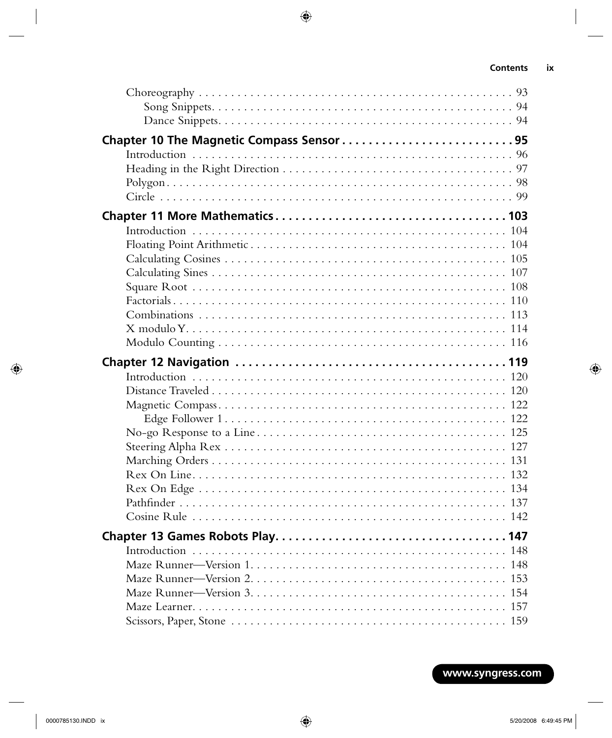Choreography . . . . . . . . . . . . . . . . . . . . . . . . . . . . . . . . . . . . . . . . . . . . . . . . . . 93

- Song Snippets. . . . . . . . . . . . . . . . . . . . . . . . . . . . . . . . . . . . . . . . . . . . . . . 94
- Dance Snippets. . . . . . . . . . . . . . . . . . . . . . . . . . . . . . . . . . . . . . . . . . . . . . 94

**Chapter 10 The Magnetic Compass Sensor . . . . . . . . . . . . . . . . . . . . . . . . . 95**

Introduction . . . . . . . . . . . . . . . . . . . . . . . . . . . . . . . . . . . . . . . . . . . . . . . . . 96
Heading in the Right Direction . . . . . . . . . . . . . . . . . . . . . . . . . . . . . . . . . . . 97
Polygon. . . . . . . . . . . . . . . . . . . . . . . . . . . . . . . . . . . . . . . . . . . . . . . . . . . . . 98
Circle . . . . . . . . . . . . . . . . . . . . . . . . . . . . . . . . . . . . . . . . . . . . . . . . . . . . . . 99

**Chapter 11 More Mathematics . . . . . . . . . . . . . . . . . . . . . . . . . . . . . . . . . 103**

Introduction . . . . . . . . . . . . . . . . . . . . . . . . . . . . . . . . . . . . . . . . . . . . . . . . . 104
Floating Point Arithmetic . . . . . . . . . . . . . . . . . . . . . . . . . . . . . . . . . . . . . . . 104
Calculating Cosines . . . . . . . . . . . . . . . . . . . . . . . . . . . . . . . . . . . . . . . . . . . 105
Calculating Sines . . . . . . . . . . . . . . . . . . . . . . . . . . . . . . . . . . . . . . . . . . . . . 107
Square Root . . . . . . . . . . . . . . . . . . . . . . . . . . . . . . . . . . . . . . . . . . . . . . . . . 108
Factorials . . . . . . . . . . . . . . . . . . . . . . . . . . . . . . . . . . . . . . . . . . . . . . . . . . . 110
Combinations . . . . . . . . . . . . . . . . . . . . . . . . . . . . . . . . . . . . . . . . . . . . . . . . 113
X modulo Y. . . . . . . . . . . . . . . . . . . . . . . . . . . . . . . . . . . . . . . . . . . . . . . . . . 114
Modulo Counting . . . . . . . . . . . . . . . . . . . . . . . . . . . . . . . . . . . . . . . . . . . . . 116

**Chapter 12 Navigation . . . . . . . . . . . . . . . . . . . . . . . . . . . . . . . . . . . . . . . 119**

Introduction . . . . . . . . . . . . . . . . . . . . . . . . . . . . . . . . . . . . . . . . . . . . . . . . . 120
Distance Traveled . . . . . . . . . . . . . . . . . . . . . . . . . . . . . . . . . . . . . . . . . . . . . 120
Magnetic Compass. . . . . . . . . . . . . . . . . . . . . . . . . . . . . . . . . . . . . . . . . . . . . 122

- Edge Follower 1 . . . . . . . . . . . . . . . . . . . . . . . . . . . . . . . . . . . . . . . . . . . . . 122

No-go Response to a Line . . . . . . . . . . . . . . . . . . . . . . . . . . . . . . . . . . . . . . . 125
Steering Alpha Rex . . . . . . . . . . . . . . . . . . . . . . . . . . . . . . . . . . . . . . . . . . . . 127
Marching Orders . . . . . . . . . . . . . . . . . . . . . . . . . . . . . . . . . . . . . . . . . . . . . . 131
Rex On Line. . . . . . . . . . . . . . . . . . . . . . . . . . . . . . . . . . . . . . . . . . . . . . . . . . 132
Rex On Edge . . . . . . . . . . . . . . . . . . . . . . . . . . . . . . . . . . . . . . . . . . . . . . . . . 134
Pathfinder . . . . . . . . . . . . . . . . . . . . . . . . . . . . . . . . . . . . . . . . . . . . . . . . . . . 137
Cosine Rule . . . . . . . . . . . . . . . . . . . . . . . . . . . . . . . . . . . . . . . . . . . . . . . . . . 142

**Chapter 13 Games Robots Play. . . . . . . . . . . . . . . . . . . . . . . . . . . . . . . . . . 147**

Introduction . . . . . . . . . . . . . . . . . . . . . . . . . . . . . . . . . . . . . . . . . . . . . . . . . 148
Maze Runner—Version 1. . . . . . . . . . . . . . . . . . . . . . . . . . . . . . . . . . . . . . . . 148
Maze Runner—Version 2. . . . . . . . . . . . . . . . . . . . . . . . . . . . . . . . . . . . . . . . 153
Maze Runner—Version 3. . . . . . . . . . . . . . . . . . . . . . . . . . . . . . . . . . . . . . . . 154
Maze Learner. . . . . . . . . . . . . . . . . . . . . . . . . . . . . . . . . . . . . . . . . . . . . . . . . 157
Scissors, Paper, Stone . . . . . . . . . . . . . . . . . . . . . . . . . . . . . . . . . . . . . . . . . . 159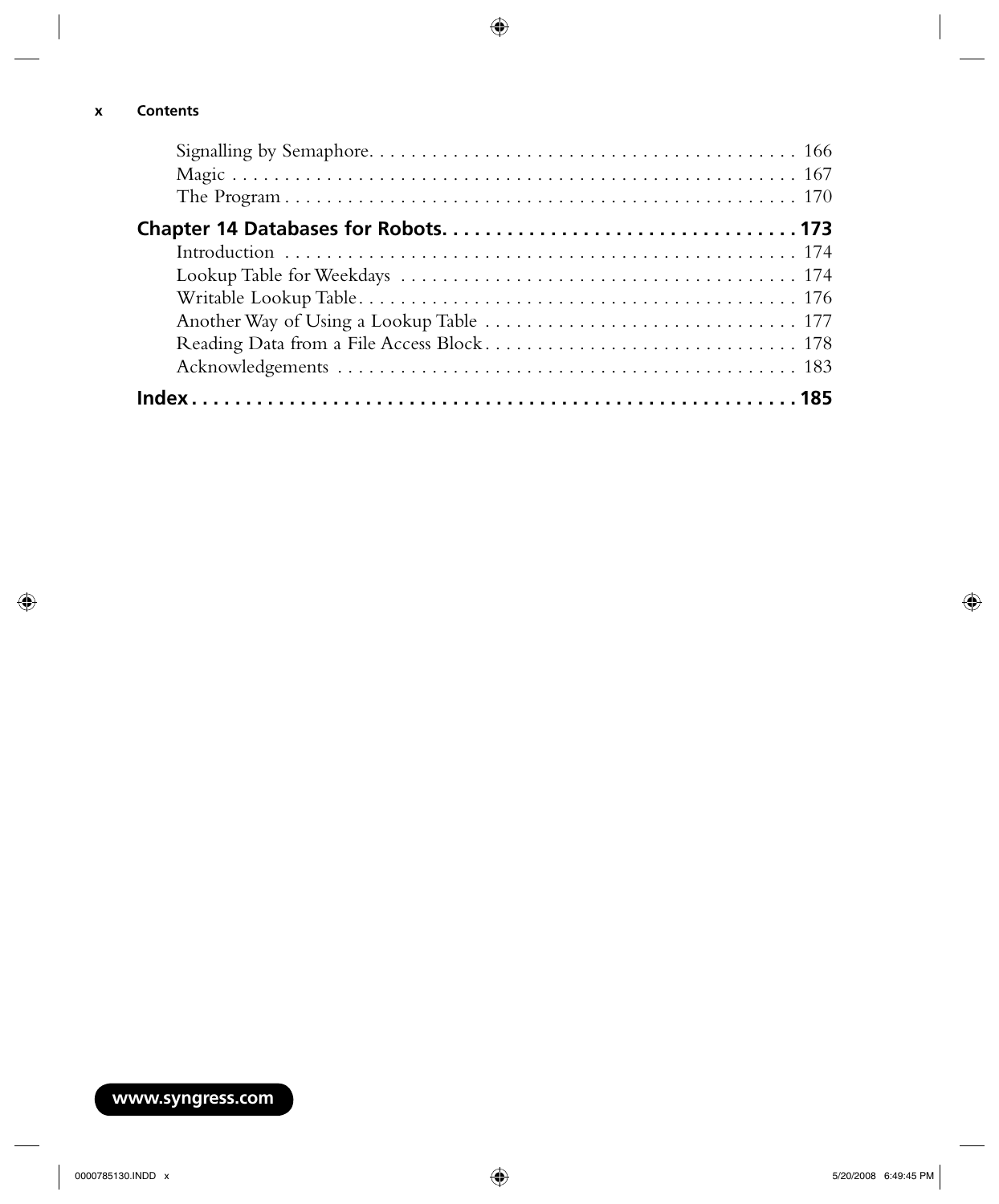Signalling by Semaphore . . . . . . . . . . . . . . . . . . . . . . . . . . . . . . . . . . . . . . . . . 166
Magic . . . . . . . . . . . . . . . . . . . . . . . . . . . . . . . . . . . . . . . . . . . . . . . . . . . . 167
The Program . . . . . . . . . . . . . . . . . . . . . . . . . . . . . . . . . . . . . . . . . . . . . . . . 170

**Chapter 14 Databases for Robots . . . . . . . . . . . . . . . . . . . . . . . . . . . . . . . 173**

Introduction . . . . . . . . . . . . . . . . . . . . . . . . . . . . . . . . . . . . . . . . . . . . . . . . 174
Lookup Table for Weekdays . . . . . . . . . . . . . . . . . . . . . . . . . . . . . . . . . . . . 174
Writable Lookup Table . . . . . . . . . . . . . . . . . . . . . . . . . . . . . . . . . . . . . . . . . 176
Another Way of Using a Lookup Table . . . . . . . . . . . . . . . . . . . . . . . . . . . . . 177
Reading Data from a File Access Block . . . . . . . . . . . . . . . . . . . . . . . . . . . . . 178
Acknowledgements . . . . . . . . . . . . . . . . . . . . . . . . . . . . . . . . . . . . . . . . . . . 183

**Index . . . . . . . . . . . . . . . . . . . . . . . . . . . . . . . . . . . . . . . . . . . . . . . . . . . . . 185**